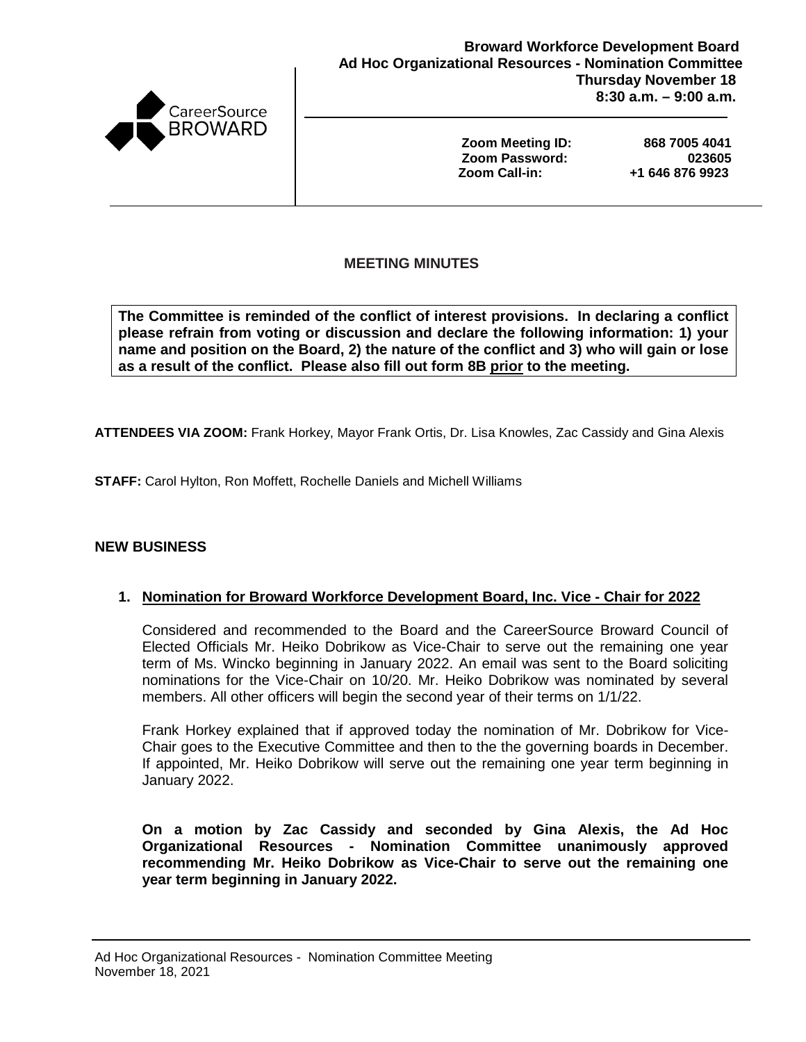CareerSource BROWARD

**Broward Workforce Development Board**
**Ad Hoc Organizational Resources - Nomination Committee**
**Thursday November 18**
**8:30 a.m. – 9:00 a.m.**

**Zoom Meeting ID:** 868 7005 4041
**Zoom Password:** 023605
**Zoom Call-in:** +1 646 876 9923

## MEETING MINUTES

**The Committee is reminded of the conflict of interest provisions. In declaring a conflict please refrain from voting or discussion and declare the following information: 1) your name and position on the Board, 2) the nature of the conflict and 3) who will gain or lose as a result of the conflict. Please also fill out form 8B prior to the meeting.**

**ATTENDEES VIA ZOOM:** Frank Horkey, Mayor Frank Ortis, Dr. Lisa Knowles, Zac Cassidy and Gina Alexis

**STAFF:** Carol Hylton, Ron Moffett, Rochelle Daniels and Michell Williams

### NEW BUSINESS

1. **Nomination for Broward Workforce Development Board, Inc. Vice - Chair for 2022**

   Considered and recommended to the Board and the CareerSource Broward Council of Elected Officials Mr. Heiko Dobrikow as Vice-Chair to serve out the remaining one year term of Ms. Wincko beginning in January 2022. An email was sent to the Board soliciting nominations for the Vice-Chair on 10/20. Mr. Heiko Dobrikow was nominated by several members. All other officers will begin the second year of their terms on 1/1/22.

   Frank Horkey explained that if approved today the nomination of Mr. Dobrikow for Vice-Chair goes to the Executive Committee and then to the the governing boards in December. If appointed, Mr. Heiko Dobrikow will serve out the remaining one year term beginning in January 2022.

   **On a motion by Zac Cassidy and seconded by Gina Alexis, the Ad Hoc Organizational Resources - Nomination Committee unanimously approved recommending Mr. Heiko Dobrikow as Vice-Chair to serve out the remaining one year term beginning in January 2022.**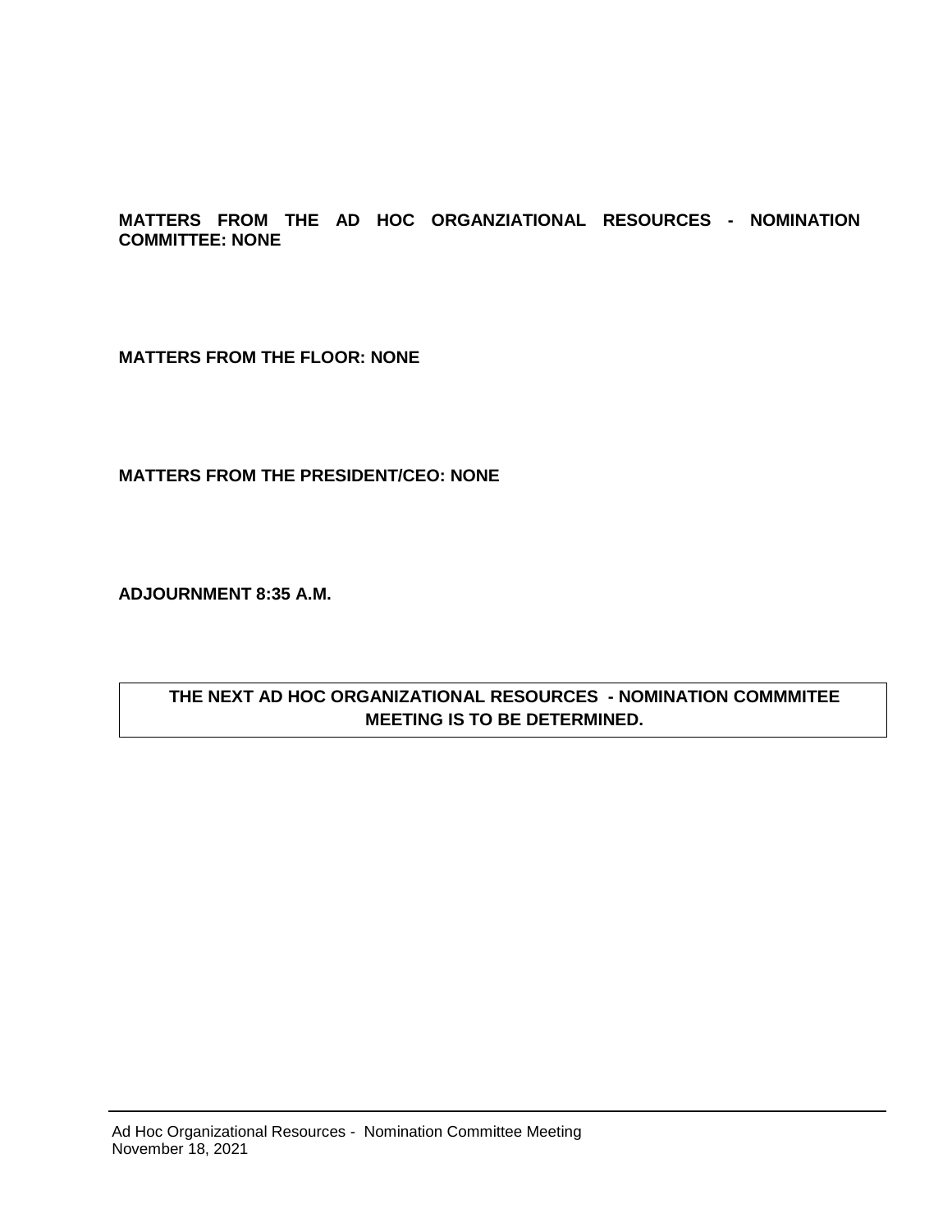**MATTERS FROM THE AD HOC ORGANZIATIONAL RESOURCES - NOMINATION COMMITTEE: NONE**

**MATTERS FROM THE FLOOR: NONE**

**MATTERS FROM THE PRESIDENT/CEO: NONE**

**ADJOURNMENT 8:35 A.M.**

**THE NEXT AD HOC ORGANIZATIONAL RESOURCES - NOMINATION COMMMITEE MEETING IS TO BE DETERMINED.**